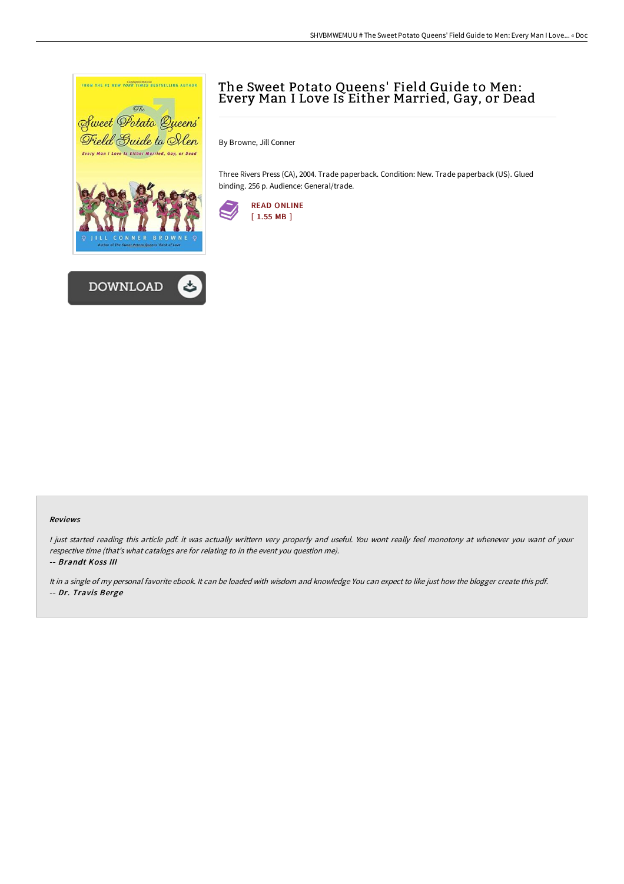# The Sweet Potato Queens' Field Guide to Men: Every Man I Love Is Either Married, Gay, or Dead

By Browne, Jill Conner

Three Rivers Press (CA), 2004. Trade paperback. Condition: New. Trade paperback (US). Glued binding. 256 p. Audience: General/trade.

READ ONLINE
[ 1.55 MB ]

DOWNLOAD

### Reviews

*I just started reading this article pdf. it was actually writtern very properly and useful. You wont really feel monotony at whenever you want of your respective time (that's what catalogs are for relating to in the event you question me).*

-- ***Brandt Koss III***

*It in a single of my personal favorite ebook. It can be loaded with wisdom and knowledge You can expect to like just how the blogger create this pdf.*

-- ***Dr. Travis Berge***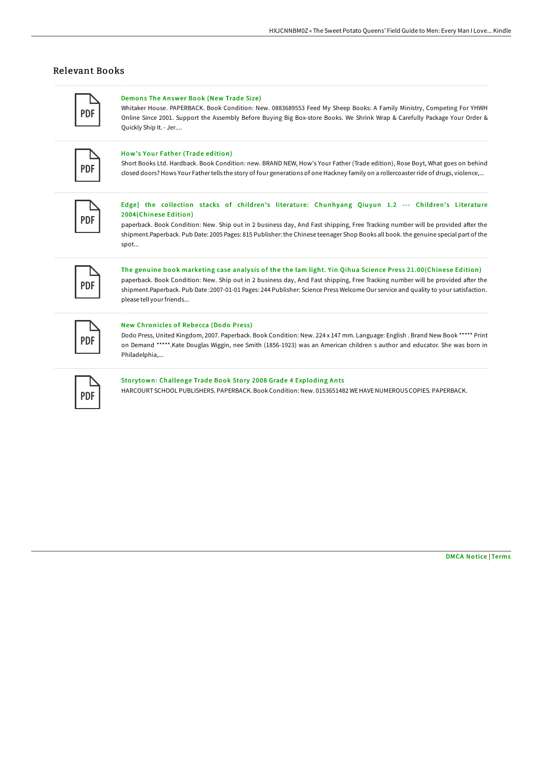## Relevant Books

### Demons The Answer Book (New Trade Size)

Whitaker House. PAPERBACK. Book Condition: New. 0883689553 Feed My Sheep Books: A Family Ministry, Competing For YHWH Online Since 2001. Support the Assembly Before Buying Big Box-store Books. We Shrink Wrap & Carefully Package Your Order & Quickly Ship It. - Jer....

### How's Your Father (Trade edition)

Short Books Ltd. Hardback. Book Condition: new. BRAND NEW, How's Your Father (Trade edition), Rose Boyt, What goes on behind closed doors? Hows Your Father tells the story of four generations of one Hackney family on a rollercoaster ride of drugs, violence,...

### Edge] the collection stacks of children's literature: Chunhyang Qiuyun 1.2 --- Children's Literature 2004(Chinese Edition)

paperback. Book Condition: New. Ship out in 2 business day, And Fast shipping, Free Tracking number will be provided after the shipment.Paperback. Pub Date: 2005 Pages: 815 Publisher: the Chinese teenager Shop Books all book. the genuine special part of the spot...

### The genuine book marketing case analysis of the the lam light. Yin Qihua Science Press 21.00(Chinese Edition)

paperback. Book Condition: New. Ship out in 2 business day, And Fast shipping, Free Tracking number will be provided after the shipment.Paperback. Pub Date :2007-01-01 Pages: 244 Publisher: Science Press Welcome Our service and quality to your satisfaction. please tell your friends...

### New Chronicles of Rebecca (Dodo Press)

Dodo Press, United Kingdom, 2007. Paperback. Book Condition: New. 224 x 147 mm. Language: English . Brand New Book ***** Print on Demand *****.Kate Douglas Wiggin, nee Smith (1856-1923) was an American children s author and educator. She was born in Philadelphia,...

### Storytown: Challenge Trade Book Story 2008 Grade 4 Exploding Ants

HARCOURT SCHOOL PUBLISHERS. PAPERBACK. Book Condition: New. 0153651482 WE HAVE NUMEROUS COPIES. PAPERBACK.